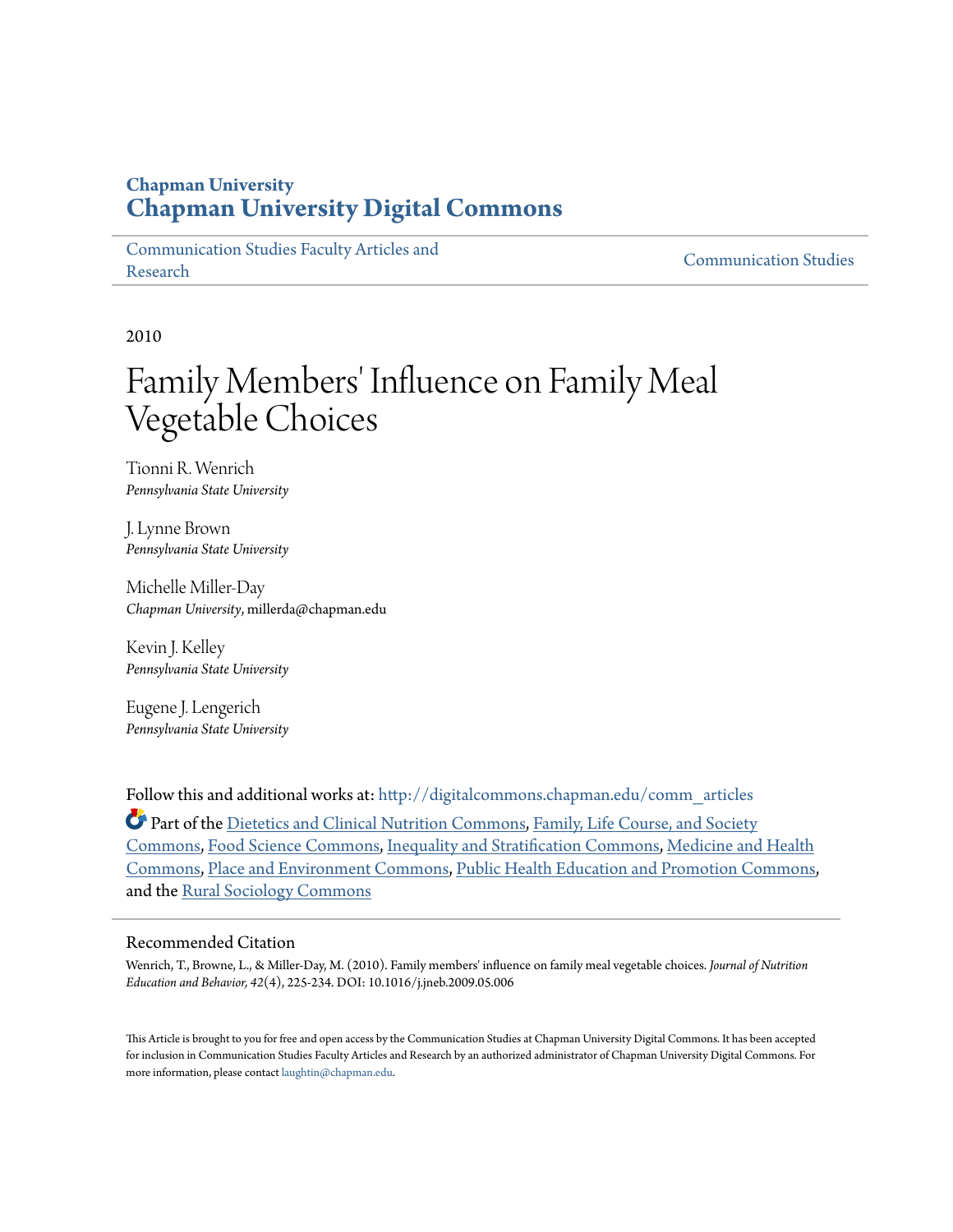# Chapman University
# Chapman University Digital Commons

Communication Studies Faculty Articles and Research | Communication Studies

2010

# Family Members' Influence on Family Meal Vegetable Choices

Tionni R. Wenrich
*Pennsylvania State University*

J. Lynne Brown
*Pennsylvania State University*

Michelle Miller-Day
*Chapman University*, millerda@chapman.edu

Kevin J. Kelley
*Pennsylvania State University*

Eugene J. Lengerich
*Pennsylvania State University*

Follow this and additional works at: http://digitalcommons.chapman.edu/comm_articles

Part of the Dietetics and Clinical Nutrition Commons, Family, Life Course, and Society Commons, Food Science Commons, Inequality and Stratification Commons, Medicine and Health Commons, Place and Environment Commons, Public Health Education and Promotion Commons, and the Rural Sociology Commons

## Recommended Citation

Wenrich, T., Browne, L., & Miller-Day, M. (2010). Family members' influence on family meal vegetable choices. *Journal of Nutrition Education and Behavior, 42*(4), 225-234. DOI: 10.1016/j.jneb.2009.05.006

This Article is brought to you for free and open access by the Communication Studies at Chapman University Digital Commons. It has been accepted for inclusion in Communication Studies Faculty Articles and Research by an authorized administrator of Chapman University Digital Commons. For more information, please contact laughtin@chapman.edu.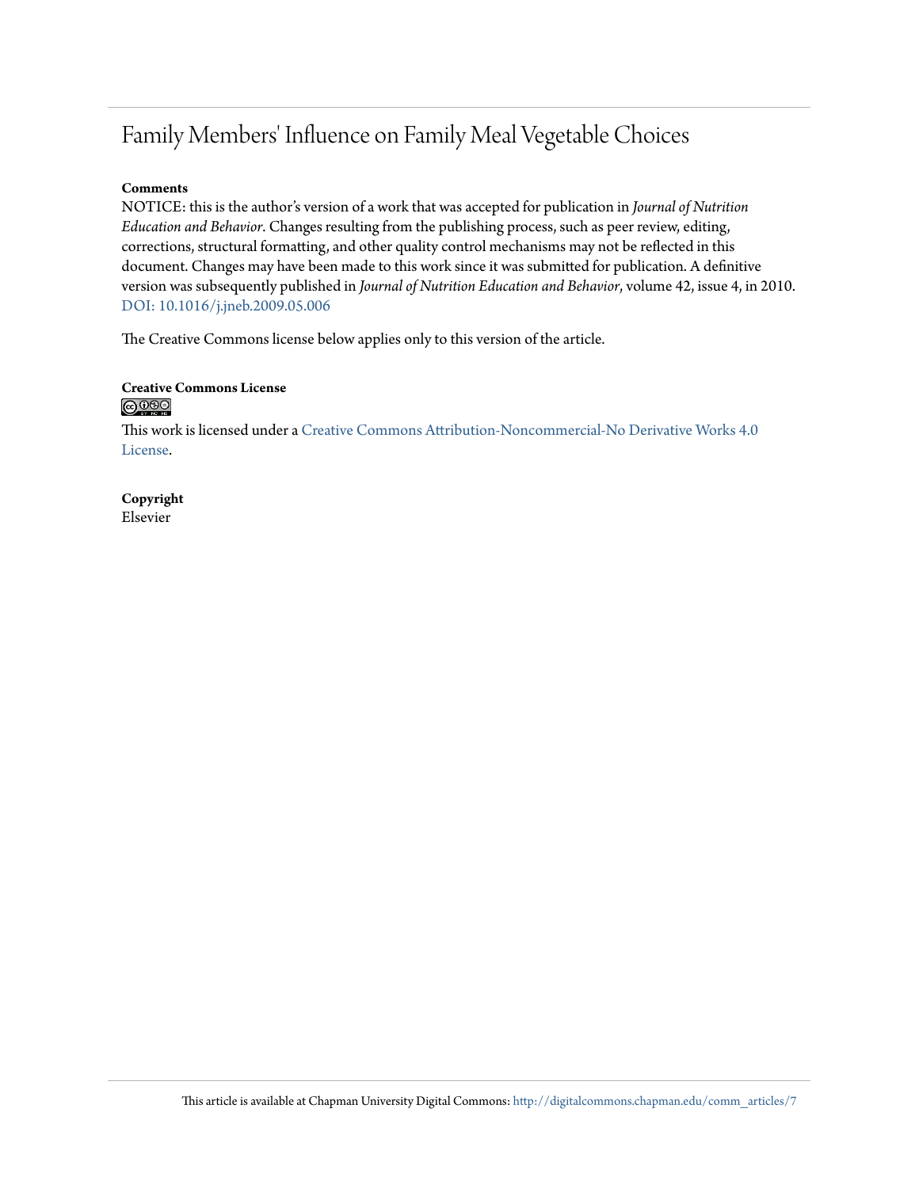# Family Members' Influence on Family Meal Vegetable Choices

**Comments**

NOTICE: this is the author's version of a work that was accepted for publication in *Journal of Nutrition Education and Behavior*. Changes resulting from the publishing process, such as peer review, editing, corrections, structural formatting, and other quality control mechanisms may not be reflected in this document. Changes may have been made to this work since it was submitted for publication. A definitive version was subsequently published in *Journal of Nutrition Education and Behavior*, volume 42, issue 4, in 2010. DOI: 10.1016/j.jneb.2009.05.006

The Creative Commons license below applies only to this version of the article.

**Creative Commons License**

This work is licensed under a Creative Commons Attribution-Noncommercial-No Derivative Works 4.0 License.

**Copyright**

Elsevier

This article is available at Chapman University Digital Commons: http://digitalcommons.chapman.edu/comm_articles/7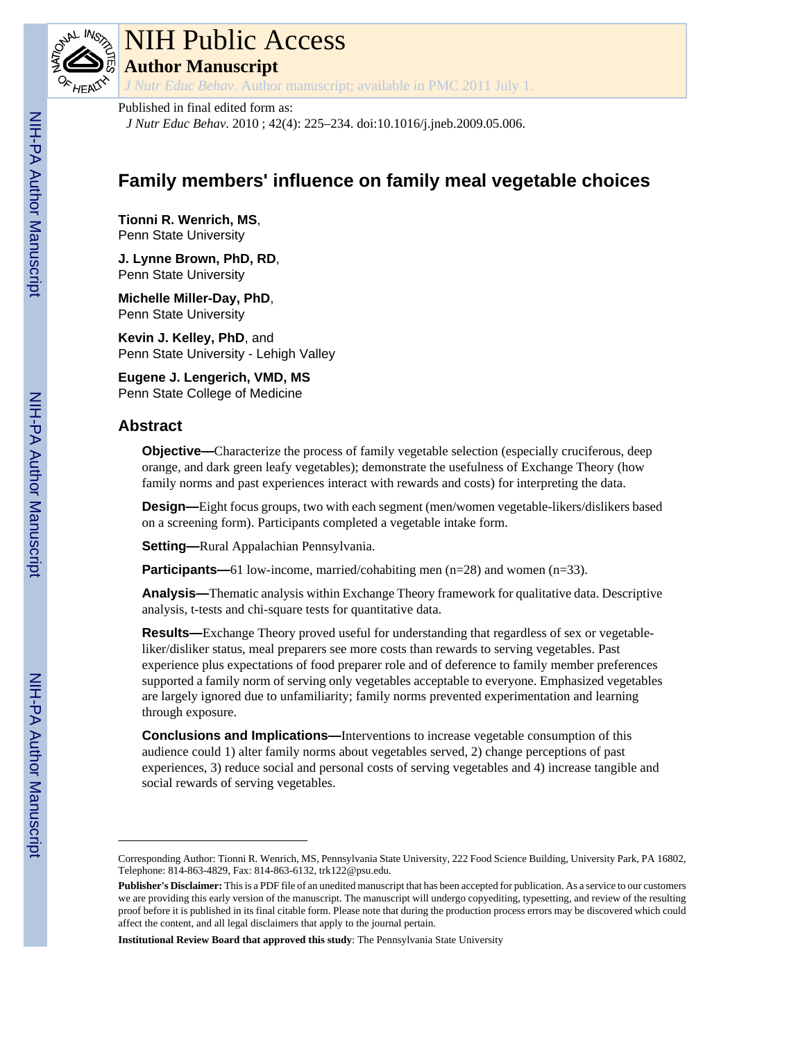# NIH Public Access

## Author Manuscript

*J Nutr Educ Behav*. Author manuscript; available in PMC 2011 July 1.

Published in final edited form as:

*J Nutr Educ Behav*. 2010 ; 42(4): 225–234. doi:10.1016/j.jneb.2009.05.006.

# Family members' influence on family meal vegetable choices

**Tionni R. Wenrich, MS**,
Penn State University

**J. Lynne Brown, PhD, RD**,
Penn State University

**Michelle Miller-Day, PhD**,
Penn State University

**Kevin J. Kelley, PhD**, and
Penn State University - Lehigh Valley

**Eugene J. Lengerich, VMD, MS**
Penn State College of Medicine

## Abstract

**Objective—**Characterize the process of family vegetable selection (especially cruciferous, deep orange, and dark green leafy vegetables); demonstrate the usefulness of Exchange Theory (how family norms and past experiences interact with rewards and costs) for interpreting the data.

**Design—**Eight focus groups, two with each segment (men/women vegetable-likers/dislikers based on a screening form). Participants completed a vegetable intake form.

**Setting—**Rural Appalachian Pennsylvania.

**Participants—**61 low-income, married/cohabiting men (n=28) and women (n=33).

**Analysis—**Thematic analysis within Exchange Theory framework for qualitative data. Descriptive analysis, t-tests and chi-square tests for quantitative data.

**Results—**Exchange Theory proved useful for understanding that regardless of sex or vegetable-liker/disliker status, meal preparers see more costs than rewards to serving vegetables. Past experience plus expectations of food preparer role and of deference to family member preferences supported a family norm of serving only vegetables acceptable to everyone. Emphasized vegetables are largely ignored due to unfamiliarity; family norms prevented experimentation and learning through exposure.

**Conclusions and Implications—**Interventions to increase vegetable consumption of this audience could 1) alter family norms about vegetables served, 2) change perceptions of past experiences, 3) reduce social and personal costs of serving vegetables and 4) increase tangible and social rewards of serving vegetables.

---

Corresponding Author: Tionni R. Wenrich, MS, Pennsylvania State University, 222 Food Science Building, University Park, PA 16802, Telephone: 814-863-4829, Fax: 814-863-6132, trk122@psu.edu.

**Publisher's Disclaimer:** This is a PDF file of an unedited manuscript that has been accepted for publication. As a service to our customers we are providing this early version of the manuscript. The manuscript will undergo copyediting, typesetting, and review of the resulting proof before it is published in its final citable form. Please note that during the production process errors may be discovered which could affect the content, and all legal disclaimers that apply to the journal pertain.

**Institutional Review Board that approved this study**: The Pennsylvania State University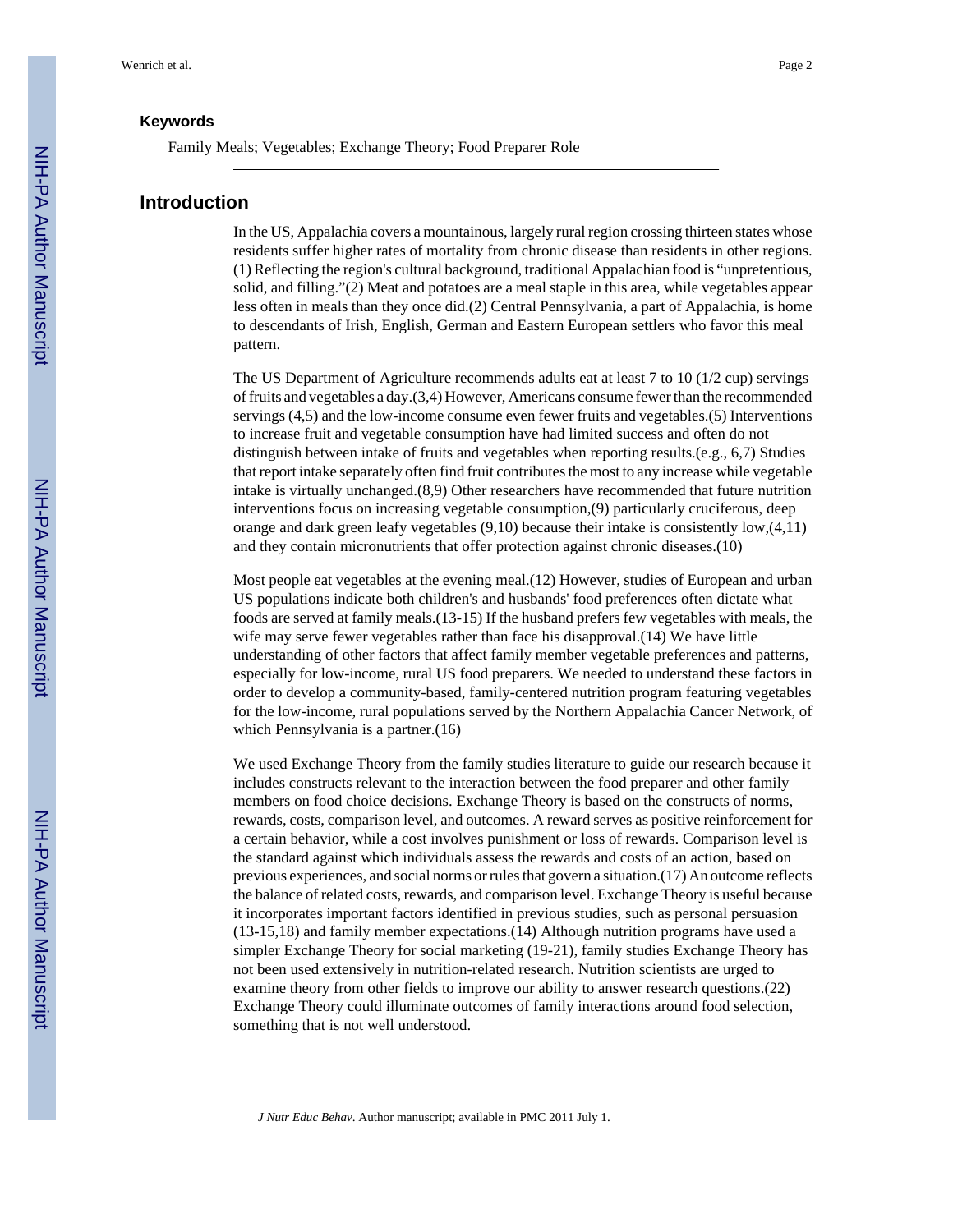### Keywords

Family Meals; Vegetables; Exchange Theory; Food Preparer Role

## Introduction

In the US, Appalachia covers a mountainous, largely rural region crossing thirteen states whose residents suffer higher rates of mortality from chronic disease than residents in other regions.(1) Reflecting the region's cultural background, traditional Appalachian food is "unpretentious, solid, and filling."(2) Meat and potatoes are a meal staple in this area, while vegetables appear less often in meals than they once did.(2) Central Pennsylvania, a part of Appalachia, is home to descendants of Irish, English, German and Eastern European settlers who favor this meal pattern.

The US Department of Agriculture recommends adults eat at least 7 to 10 (1/2 cup) servings of fruits and vegetables a day.(3,4) However, Americans consume fewer than the recommended servings (4,5) and the low-income consume even fewer fruits and vegetables.(5) Interventions to increase fruit and vegetable consumption have had limited success and often do not distinguish between intake of fruits and vegetables when reporting results.(e.g., 6,7) Studies that report intake separately often find fruit contributes the most to any increase while vegetable intake is virtually unchanged.(8,9) Other researchers have recommended that future nutrition interventions focus on increasing vegetable consumption,(9) particularly cruciferous, deep orange and dark green leafy vegetables (9,10) because their intake is consistently low,(4,11) and they contain micronutrients that offer protection against chronic diseases.(10)

Most people eat vegetables at the evening meal.(12) However, studies of European and urban US populations indicate both children's and husbands' food preferences often dictate what foods are served at family meals.(13-15) If the husband prefers few vegetables with meals, the wife may serve fewer vegetables rather than face his disapproval.(14) We have little understanding of other factors that affect family member vegetable preferences and patterns, especially for low-income, rural US food preparers. We needed to understand these factors in order to develop a community-based, family-centered nutrition program featuring vegetables for the low-income, rural populations served by the Northern Appalachia Cancer Network, of which Pennsylvania is a partner.(16)

We used Exchange Theory from the family studies literature to guide our research because it includes constructs relevant to the interaction between the food preparer and other family members on food choice decisions. Exchange Theory is based on the constructs of norms, rewards, costs, comparison level, and outcomes. A reward serves as positive reinforcement for a certain behavior, while a cost involves punishment or loss of rewards. Comparison level is the standard against which individuals assess the rewards and costs of an action, based on previous experiences, and social norms or rules that govern a situation.(17) An outcome reflects the balance of related costs, rewards, and comparison level. Exchange Theory is useful because it incorporates important factors identified in previous studies, such as personal persuasion (13-15,18) and family member expectations.(14) Although nutrition programs have used a simpler Exchange Theory for social marketing (19-21), family studies Exchange Theory has not been used extensively in nutrition-related research. Nutrition scientists are urged to examine theory from other fields to improve our ability to answer research questions.(22) Exchange Theory could illuminate outcomes of family interactions around food selection, something that is not well understood.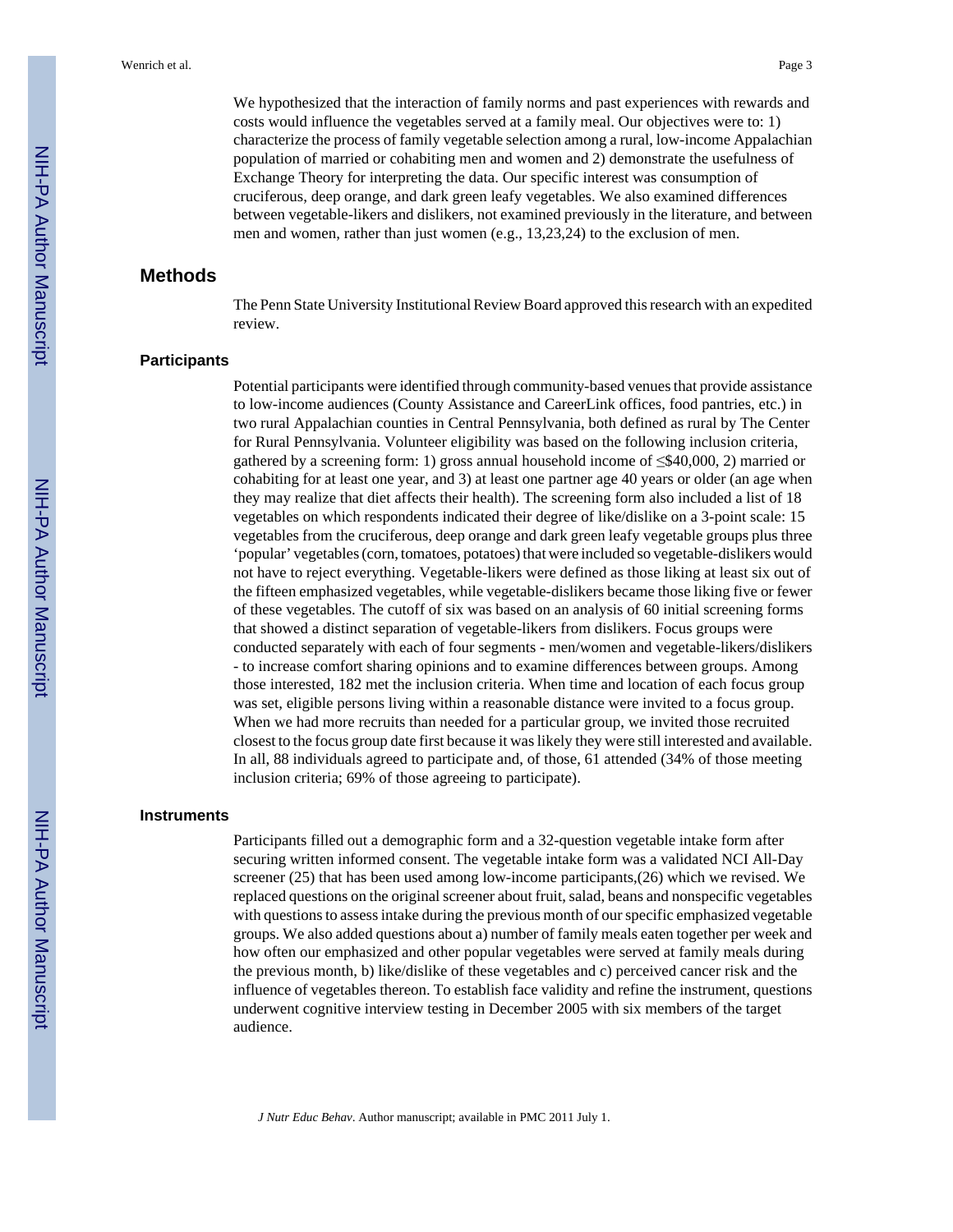We hypothesized that the interaction of family norms and past experiences with rewards and costs would influence the vegetables served at a family meal. Our objectives were to: 1) characterize the process of family vegetable selection among a rural, low-income Appalachian population of married or cohabiting men and women and 2) demonstrate the usefulness of Exchange Theory for interpreting the data. Our specific interest was consumption of cruciferous, deep orange, and dark green leafy vegetables. We also examined differences between vegetable-likers and dislikers, not examined previously in the literature, and between men and women, rather than just women (e.g., 13,23,24) to the exclusion of men.

## Methods

The Penn State University Institutional Review Board approved this research with an expedited review.

### Participants

Potential participants were identified through community-based venues that provide assistance to low-income audiences (County Assistance and CareerLink offices, food pantries, etc.) in two rural Appalachian counties in Central Pennsylvania, both defined as rural by The Center for Rural Pennsylvania. Volunteer eligibility was based on the following inclusion criteria, gathered by a screening form: 1) gross annual household income of ≤$40,000, 2) married or cohabiting for at least one year, and 3) at least one partner age 40 years or older (an age when they may realize that diet affects their health). The screening form also included a list of 18 vegetables on which respondents indicated their degree of like/dislike on a 3-point scale: 15 vegetables from the cruciferous, deep orange and dark green leafy vegetable groups plus three 'popular' vegetables (corn, tomatoes, potatoes) that were included so vegetable-dislikers would not have to reject everything. Vegetable-likers were defined as those liking at least six out of the fifteen emphasized vegetables, while vegetable-dislikers became those liking five or fewer of these vegetables. The cutoff of six was based on an analysis of 60 initial screening forms that showed a distinct separation of vegetable-likers from dislikers. Focus groups were conducted separately with each of four segments - men/women and vegetable-likers/dislikers - to increase comfort sharing opinions and to examine differences between groups. Among those interested, 182 met the inclusion criteria. When time and location of each focus group was set, eligible persons living within a reasonable distance were invited to a focus group. When we had more recruits than needed for a particular group, we invited those recruited closest to the focus group date first because it was likely they were still interested and available. In all, 88 individuals agreed to participate and, of those, 61 attended (34% of those meeting inclusion criteria; 69% of those agreeing to participate).

### Instruments

Participants filled out a demographic form and a 32-question vegetable intake form after securing written informed consent. The vegetable intake form was a validated NCI All-Day screener (25) that has been used among low-income participants,(26) which we revised. We replaced questions on the original screener about fruit, salad, beans and nonspecific vegetables with questions to assess intake during the previous month of our specific emphasized vegetable groups. We also added questions about a) number of family meals eaten together per week and how often our emphasized and other popular vegetables were served at family meals during the previous month, b) like/dislike of these vegetables and c) perceived cancer risk and the influence of vegetables thereon. To establish face validity and refine the instrument, questions underwent cognitive interview testing in December 2005 with six members of the target audience.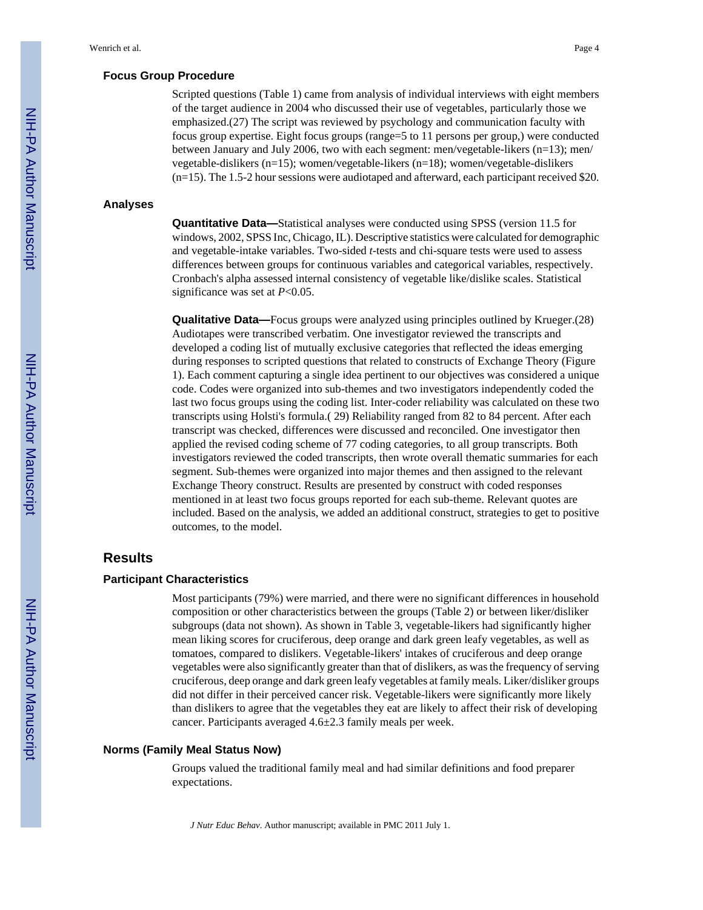### Focus Group Procedure

Scripted questions (Table 1) came from analysis of individual interviews with eight members of the target audience in 2004 who discussed their use of vegetables, particularly those we emphasized.(27) The script was reviewed by psychology and communication faculty with focus group expertise. Eight focus groups (range=5 to 11 persons per group,) were conducted between January and July 2006, two with each segment: men/vegetable-likers (n=13); men/vegetable-dislikers (n=15); women/vegetable-likers (n=18); women/vegetable-dislikers (n=15). The 1.5-2 hour sessions were audiotaped and afterward, each participant received $20.

### Analyses

**Quantitative Data—**Statistical analyses were conducted using SPSS (version 11.5 for windows, 2002, SPSS Inc, Chicago, IL). Descriptive statistics were calculated for demographic and vegetable-intake variables. Two-sided *t*-tests and chi-square tests were used to assess differences between groups for continuous variables and categorical variables, respectively. Cronbach's alpha assessed internal consistency of vegetable like/dislike scales. Statistical significance was set at $P<0.05$.

**Qualitative Data—**Focus groups were analyzed using principles outlined by Krueger.(28) Audiotapes were transcribed verbatim. One investigator reviewed the transcripts and developed a coding list of mutually exclusive categories that reflected the ideas emerging during responses to scripted questions that related to constructs of Exchange Theory (Figure 1). Each comment capturing a single idea pertinent to our objectives was considered a unique code. Codes were organized into sub-themes and two investigators independently coded the last two focus groups using the coding list. Inter-coder reliability was calculated on these two transcripts using Holsti's formula.( 29) Reliability ranged from 82 to 84 percent. After each transcript was checked, differences were discussed and reconciled. One investigator then applied the revised coding scheme of 77 coding categories, to all group transcripts. Both investigators reviewed the coded transcripts, then wrote overall thematic summaries for each segment. Sub-themes were organized into major themes and then assigned to the relevant Exchange Theory construct. Results are presented by construct with coded responses mentioned in at least two focus groups reported for each sub-theme. Relevant quotes are included. Based on the analysis, we added an additional construct, strategies to get to positive outcomes, to the model.

## Results

### Participant Characteristics

Most participants (79%) were married, and there were no significant differences in household composition or other characteristics between the groups (Table 2) or between liker/disliker subgroups (data not shown). As shown in Table 3, vegetable-likers had significantly higher mean liking scores for cruciferous, deep orange and dark green leafy vegetables, as well as tomatoes, compared to dislikers. Vegetable-likers' intakes of cruciferous and deep orange vegetables were also significantly greater than that of dislikers, as was the frequency of serving cruciferous, deep orange and dark green leafy vegetables at family meals. Liker/disliker groups did not differ in their perceived cancer risk. Vegetable-likers were significantly more likely than dislikers to agree that the vegetables they eat are likely to affect their risk of developing cancer. Participants averaged 4.6±2.3 family meals per week.

### Norms (Family Meal Status Now)

Groups valued the traditional family meal and had similar definitions and food preparer expectations.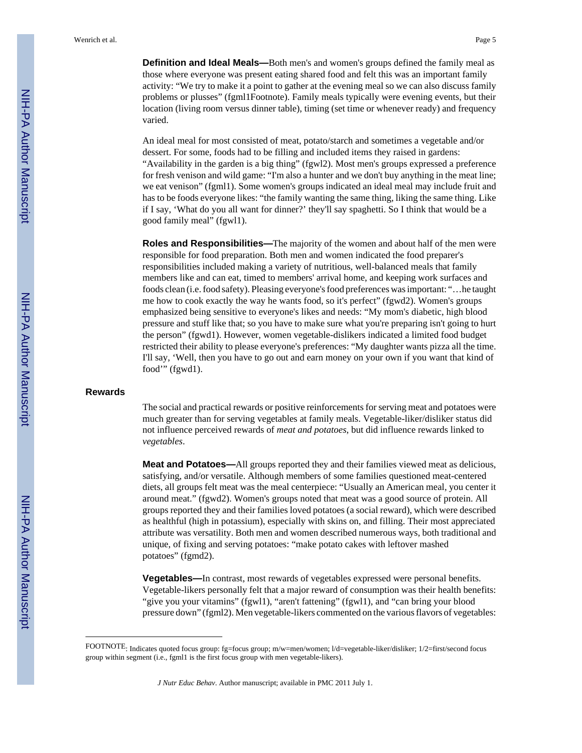**Definition and Ideal Meals—**Both men's and women's groups defined the family meal as those where everyone was present eating shared food and felt this was an important family activity: “We try to make it a point to gather at the evening meal so we can also discuss family problems or plusses” (fgml1Footnote). Family meals typically were evening events, but their location (living room versus dinner table), timing (set time or whenever ready) and frequency varied.

An ideal meal for most consisted of meat, potato/starch and sometimes a vegetable and/or dessert. For some, foods had to be filling and included items they raised in gardens: “Availability in the garden is a big thing” (fgwl2). Most men's groups expressed a preference for fresh venison and wild game: “I'm also a hunter and we don't buy anything in the meat line; we eat venison” (fgml1). Some women's groups indicated an ideal meal may include fruit and has to be foods everyone likes: “the family wanting the same thing, liking the same thing. Like if I say, ‘What do you all want for dinner?’ they'll say spaghetti. So I think that would be a good family meal” (fgwl1).

**Roles and Responsibilities—**The majority of the women and about half of the men were responsible for food preparation. Both men and women indicated the food preparer's responsibilities included making a variety of nutritious, well-balanced meals that family members like and can eat, timed to members' arrival home, and keeping work surfaces and foods clean (i.e. food safety). Pleasing everyone's food preferences was important: “…he taught me how to cook exactly the way he wants food, so it's perfect” (fgwd2). Women's groups emphasized being sensitive to everyone's likes and needs: “My mom's diabetic, high blood pressure and stuff like that; so you have to make sure what you're preparing isn't going to hurt the person” (fgwd1). However, women vegetable-dislikers indicated a limited food budget restricted their ability to please everyone's preferences: “My daughter wants pizza all the time. I'll say, ‘Well, then you have to go out and earn money on your own if you want that kind of food’” (fgwd1).

## Rewards

The social and practical rewards or positive reinforcements for serving meat and potatoes were much greater than for serving vegetables at family meals. Vegetable-liker/disliker status did not influence perceived rewards of *meat and potatoes*, but did influence rewards linked to *vegetables*.

**Meat and Potatoes—**All groups reported they and their families viewed meat as delicious, satisfying, and/or versatile. Although members of some families questioned meat-centered diets, all groups felt meat was the meal centerpiece: “Usually an American meal, you center it around meat.” (fgwd2). Women's groups noted that meat was a good source of protein. All groups reported they and their families loved potatoes (a social reward), which were described as healthful (high in potassium), especially with skins on, and filling. Their most appreciated attribute was versatility. Both men and women described numerous ways, both traditional and unique, of fixing and serving potatoes: “make potato cakes with leftover mashed potatoes” (fgmd2).

**Vegetables—**In contrast, most rewards of vegetables expressed were personal benefits. Vegetable-likers personally felt that a major reward of consumption was their health benefits: “give you your vitamins” (fgwl1), “aren't fattening” (fgwl1), and “can bring your blood pressure down” (fgml2). Men vegetable-likers commented on the various flavors of vegetables:

---

FOOTNOTE: Indicates quoted focus group: fg=focus group; m/w=men/women; l/d=vegetable-liker/disliker; 1/2=first/second focus group within segment (i.e., fgml1 is the first focus group with men vegetable-likers).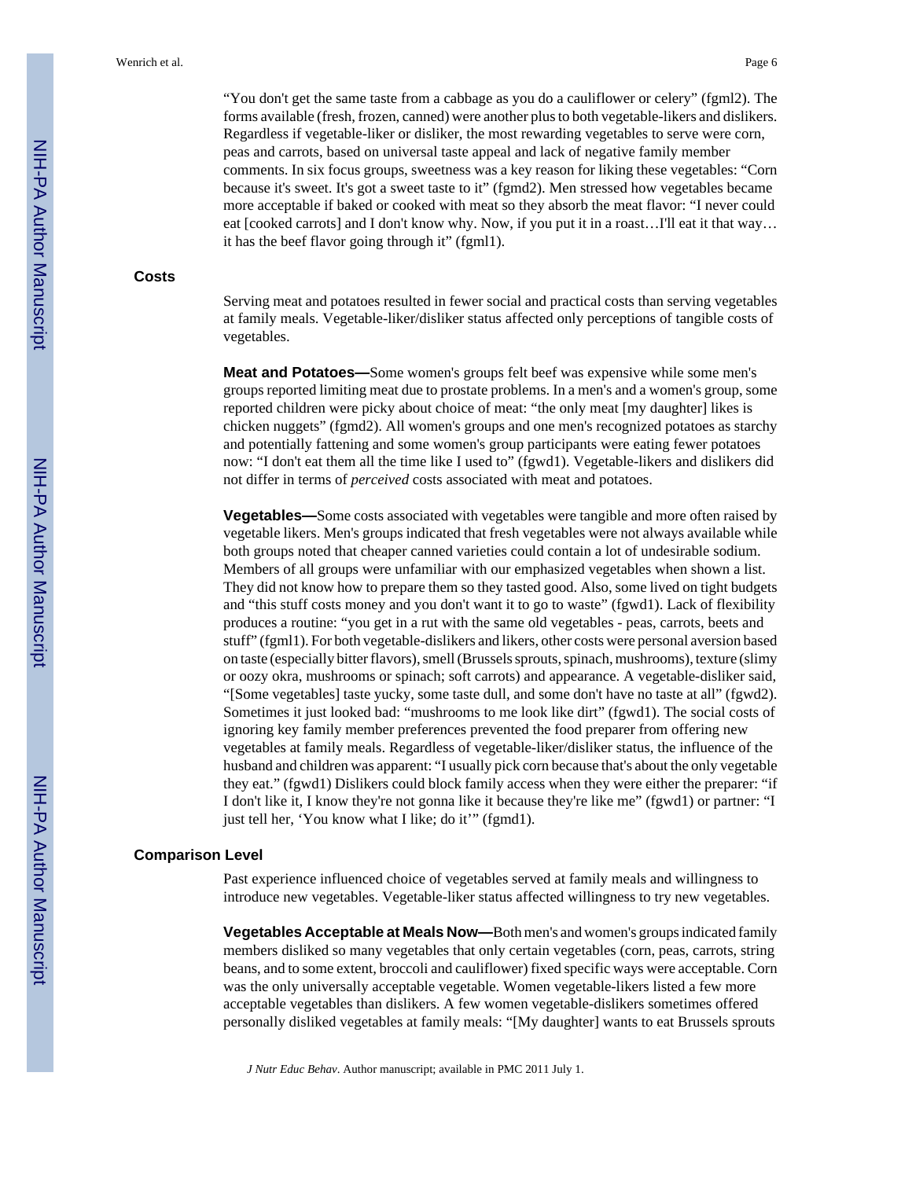"You don't get the same taste from a cabbage as you do a cauliflower or celery" (fgml2). The forms available (fresh, frozen, canned) were another plus to both vegetable-likers and dislikers. Regardless if vegetable-liker or disliker, the most rewarding vegetables to serve were corn, peas and carrots, based on universal taste appeal and lack of negative family member comments. In six focus groups, sweetness was a key reason for liking these vegetables: "Corn because it's sweet. It's got a sweet taste to it" (fgmd2). Men stressed how vegetables became more acceptable if baked or cooked with meat so they absorb the meat flavor: "I never could eat [cooked carrots] and I don't know why. Now, if you put it in a roast…I'll eat it that way…it has the beef flavor going through it" (fgml1).

## Costs

Serving meat and potatoes resulted in fewer social and practical costs than serving vegetables at family meals. Vegetable-liker/disliker status affected only perceptions of tangible costs of vegetables.

**Meat and Potatoes—**Some women's groups felt beef was expensive while some men's groups reported limiting meat due to prostate problems. In a men's and a women's group, some reported children were picky about choice of meat: "the only meat [my daughter] likes is chicken nuggets" (fgmd2). All women's groups and one men's recognized potatoes as starchy and potentially fattening and some women's group participants were eating fewer potatoes now: "I don't eat them all the time like I used to" (fgwd1). Vegetable-likers and dislikers did not differ in terms of *perceived* costs associated with meat and potatoes.

**Vegetables—**Some costs associated with vegetables were tangible and more often raised by vegetable likers. Men's groups indicated that fresh vegetables were not always available while both groups noted that cheaper canned varieties could contain a lot of undesirable sodium. Members of all groups were unfamiliar with our emphasized vegetables when shown a list. They did not know how to prepare them so they tasted good. Also, some lived on tight budgets and "this stuff costs money and you don't want it to go to waste" (fgwd1). Lack of flexibility produces a routine: "you get in a rut with the same old vegetables - peas, carrots, beets and stuff" (fgml1). For both vegetable-dislikers and likers, other costs were personal aversion based on taste (especially bitter flavors), smell (Brussels sprouts, spinach, mushrooms), texture (slimy or oozy okra, mushrooms or spinach; soft carrots) and appearance. A vegetable-disliker said, "[Some vegetables] taste yucky, some taste dull, and some don't have no taste at all" (fgwd2). Sometimes it just looked bad: "mushrooms to me look like dirt" (fgwd1). The social costs of ignoring key family member preferences prevented the food preparer from offering new vegetables at family meals. Regardless of vegetable-liker/disliker status, the influence of the husband and children was apparent: "I usually pick corn because that's about the only vegetable they eat." (fgwd1) Dislikers could block family access when they were either the preparer: "if I don't like it, I know they're not gonna like it because they're like me" (fgwd1) or partner: "I just tell her, 'You know what I like; do it'" (fgmd1).

## Comparison Level

Past experience influenced choice of vegetables served at family meals and willingness to introduce new vegetables. Vegetable-liker status affected willingness to try new vegetables.

**Vegetables Acceptable at Meals Now—**Both men's and women's groups indicated family members disliked so many vegetables that only certain vegetables (corn, peas, carrots, string beans, and to some extent, broccoli and cauliflower) fixed specific ways were acceptable. Corn was the only universally acceptable vegetable. Women vegetable-likers listed a few more acceptable vegetables than dislikers. A few women vegetable-dislikers sometimes offered personally disliked vegetables at family meals: "[My daughter] wants to eat Brussels sprouts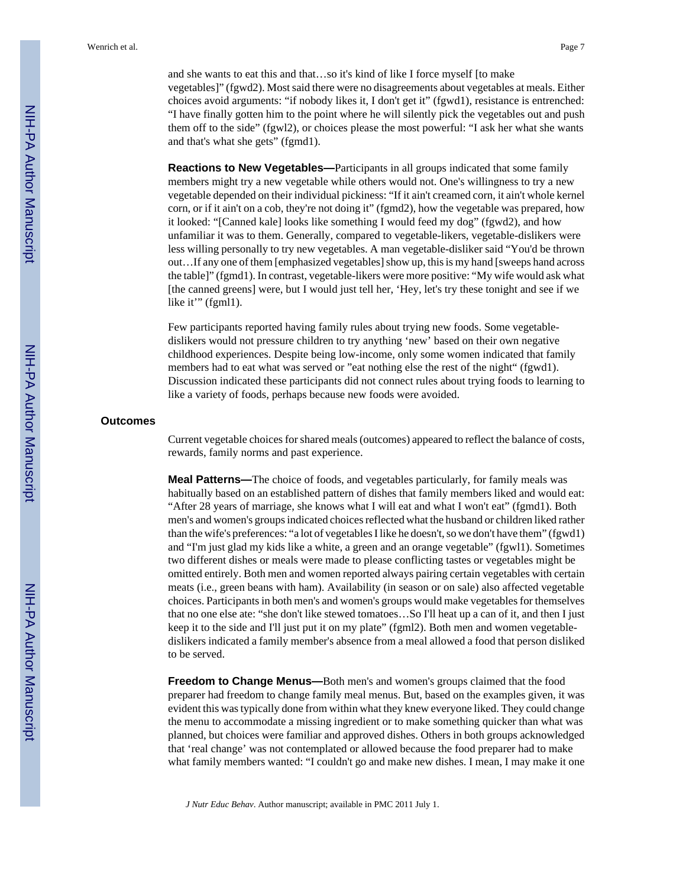and she wants to eat this and that…so it's kind of like I force myself [to make vegetables]" (fgwd2). Most said there were no disagreements about vegetables at meals. Either choices avoid arguments: "if nobody likes it, I don't get it" (fgwd1), resistance is entrenched: "I have finally gotten him to the point where he will silently pick the vegetables out and push them off to the side" (fgwl2), or choices please the most powerful: "I ask her what she wants and that's what she gets" (fgmd1).

**Reactions to New Vegetables—**Participants in all groups indicated that some family members might try a new vegetable while others would not. One's willingness to try a new vegetable depended on their individual pickiness: "If it ain't creamed corn, it ain't whole kernel corn, or if it ain't on a cob, they're not doing it" (fgmd2), how the vegetable was prepared, how it looked: "[Canned kale] looks like something I would feed my dog" (fgwd2), and how unfamiliar it was to them. Generally, compared to vegetable-likers, vegetable-dislikers were less willing personally to try new vegetables. A man vegetable-disliker said "You'd be thrown out…If any one of them [emphasized vegetables] show up, this is my hand [sweeps hand across the table]" (fgmd1). In contrast, vegetable-likers were more positive: "My wife would ask what [the canned greens] were, but I would just tell her, 'Hey, let's try these tonight and see if we like it'" (fgml1).

Few participants reported having family rules about trying new foods. Some vegetable-dislikers would not pressure children to try anything 'new' based on their own negative childhood experiences. Despite being low-income, only some women indicated that family members had to eat what was served or "eat nothing else the rest of the night" (fgwd1). Discussion indicated these participants did not connect rules about trying foods to learning to like a variety of foods, perhaps because new foods were avoided.

## Outcomes

Current vegetable choices for shared meals (outcomes) appeared to reflect the balance of costs, rewards, family norms and past experience.

**Meal Patterns—**The choice of foods, and vegetables particularly, for family meals was habitually based on an established pattern of dishes that family members liked and would eat: "After 28 years of marriage, she knows what I will eat and what I won't eat" (fgmd1). Both men's and women's groups indicated choices reflected what the husband or children liked rather than the wife's preferences: "a lot of vegetables I like he doesn't, so we don't have them" (fgwd1) and "I'm just glad my kids like a white, a green and an orange vegetable" (fgwl1). Sometimes two different dishes or meals were made to please conflicting tastes or vegetables might be omitted entirely. Both men and women reported always pairing certain vegetables with certain meats (i.e., green beans with ham). Availability (in season or on sale) also affected vegetable choices. Participants in both men's and women's groups would make vegetables for themselves that no one else ate: "she don't like stewed tomatoes…So I'll heat up a can of it, and then I just keep it to the side and I'll just put it on my plate" (fgml2). Both men and women vegetable-dislikers indicated a family member's absence from a meal allowed a food that person disliked to be served.

**Freedom to Change Menus—**Both men's and women's groups claimed that the food preparer had freedom to change family meal menus. But, based on the examples given, it was evident this was typically done from within what they knew everyone liked. They could change the menu to accommodate a missing ingredient or to make something quicker than what was planned, but choices were familiar and approved dishes. Others in both groups acknowledged that 'real change' was not contemplated or allowed because the food preparer had to make what family members wanted: "I couldn't go and make new dishes. I mean, I may make it one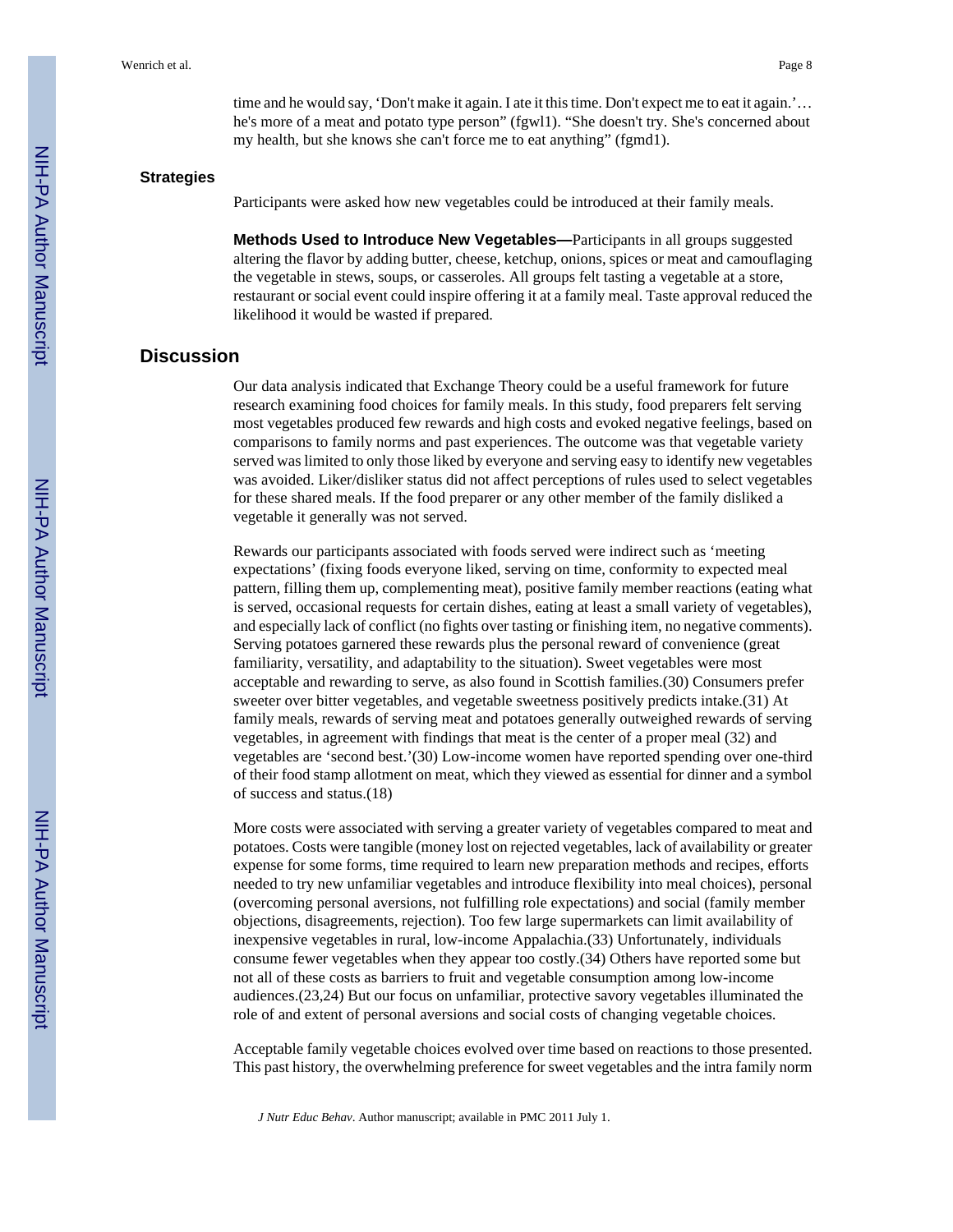time and he would say, 'Don't make it again. I ate it this time. Don't expect me to eat it again.'… he's more of a meat and potato type person" (fgwl1). "She doesn't try. She's concerned about my health, but she knows she can't force me to eat anything" (fgmd1).

### Strategies

Participants were asked how new vegetables could be introduced at their family meals.

**Methods Used to Introduce New Vegetables—**Participants in all groups suggested altering the flavor by adding butter, cheese, ketchup, onions, spices or meat and camouflaging the vegetable in stews, soups, or casseroles. All groups felt tasting a vegetable at a store, restaurant or social event could inspire offering it at a family meal. Taste approval reduced the likelihood it would be wasted if prepared.

## Discussion

Our data analysis indicated that Exchange Theory could be a useful framework for future research examining food choices for family meals. In this study, food preparers felt serving most vegetables produced few rewards and high costs and evoked negative feelings, based on comparisons to family norms and past experiences. The outcome was that vegetable variety served was limited to only those liked by everyone and serving easy to identify new vegetables was avoided. Liker/disliker status did not affect perceptions of rules used to select vegetables for these shared meals. If the food preparer or any other member of the family disliked a vegetable it generally was not served.

Rewards our participants associated with foods served were indirect such as 'meeting expectations' (fixing foods everyone liked, serving on time, conformity to expected meal pattern, filling them up, complementing meat), positive family member reactions (eating what is served, occasional requests for certain dishes, eating at least a small variety of vegetables), and especially lack of conflict (no fights over tasting or finishing item, no negative comments). Serving potatoes garnered these rewards plus the personal reward of convenience (great familiarity, versatility, and adaptability to the situation). Sweet vegetables were most acceptable and rewarding to serve, as also found in Scottish families.(30) Consumers prefer sweeter over bitter vegetables, and vegetable sweetness positively predicts intake.(31) At family meals, rewards of serving meat and potatoes generally outweighed rewards of serving vegetables, in agreement with findings that meat is the center of a proper meal (32) and vegetables are 'second best.'(30) Low-income women have reported spending over one-third of their food stamp allotment on meat, which they viewed as essential for dinner and a symbol of success and status.(18)

More costs were associated with serving a greater variety of vegetables compared to meat and potatoes. Costs were tangible (money lost on rejected vegetables, lack of availability or greater expense for some forms, time required to learn new preparation methods and recipes, efforts needed to try new unfamiliar vegetables and introduce flexibility into meal choices), personal (overcoming personal aversions, not fulfilling role expectations) and social (family member objections, disagreements, rejection). Too few large supermarkets can limit availability of inexpensive vegetables in rural, low-income Appalachia.(33) Unfortunately, individuals consume fewer vegetables when they appear too costly.(34) Others have reported some but not all of these costs as barriers to fruit and vegetable consumption among low-income audiences.(23,24) But our focus on unfamiliar, protective savory vegetables illuminated the role of and extent of personal aversions and social costs of changing vegetable choices.

Acceptable family vegetable choices evolved over time based on reactions to those presented. This past history, the overwhelming preference for sweet vegetables and the intra family norm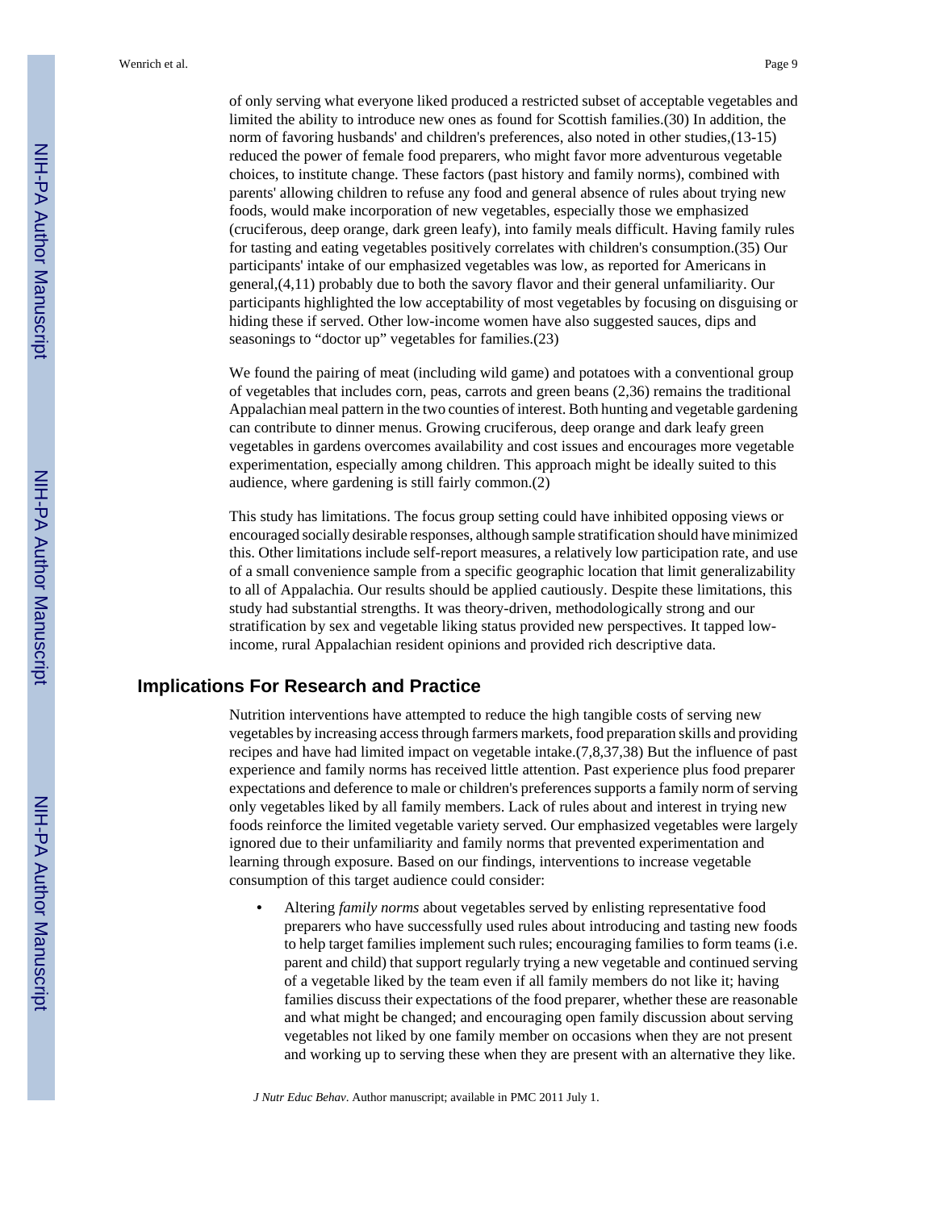of only serving what everyone liked produced a restricted subset of acceptable vegetables and limited the ability to introduce new ones as found for Scottish families.(30) In addition, the norm of favoring husbands' and children's preferences, also noted in other studies,(13-15) reduced the power of female food preparers, who might favor more adventurous vegetable choices, to institute change. These factors (past history and family norms), combined with parents' allowing children to refuse any food and general absence of rules about trying new foods, would make incorporation of new vegetables, especially those we emphasized (cruciferous, deep orange, dark green leafy), into family meals difficult. Having family rules for tasting and eating vegetables positively correlates with children's consumption.(35) Our participants' intake of our emphasized vegetables was low, as reported for Americans in general,(4,11) probably due to both the savory flavor and their general unfamiliarity. Our participants highlighted the low acceptability of most vegetables by focusing on disguising or hiding these if served. Other low-income women have also suggested sauces, dips and seasonings to "doctor up" vegetables for families.(23)

We found the pairing of meat (including wild game) and potatoes with a conventional group of vegetables that includes corn, peas, carrots and green beans (2,36) remains the traditional Appalachian meal pattern in the two counties of interest. Both hunting and vegetable gardening can contribute to dinner menus. Growing cruciferous, deep orange and dark leafy green vegetables in gardens overcomes availability and cost issues and encourages more vegetable experimentation, especially among children. This approach might be ideally suited to this audience, where gardening is still fairly common.(2)

This study has limitations. The focus group setting could have inhibited opposing views or encouraged socially desirable responses, although sample stratification should have minimized this. Other limitations include self-report measures, a relatively low participation rate, and use of a small convenience sample from a specific geographic location that limit generalizability to all of Appalachia. Our results should be applied cautiously. Despite these limitations, this study had substantial strengths. It was theory-driven, methodologically strong and our stratification by sex and vegetable liking status provided new perspectives. It tapped low-income, rural Appalachian resident opinions and provided rich descriptive data.

## Implications For Research and Practice

Nutrition interventions have attempted to reduce the high tangible costs of serving new vegetables by increasing access through farmers markets, food preparation skills and providing recipes and have had limited impact on vegetable intake.(7,8,37,38) But the influence of past experience and family norms has received little attention. Past experience plus food preparer expectations and deference to male or children's preferences supports a family norm of serving only vegetables liked by all family members. Lack of rules about and interest in trying new foods reinforce the limited vegetable variety served. Our emphasized vegetables were largely ignored due to their unfamiliarity and family norms that prevented experimentation and learning through exposure. Based on our findings, interventions to increase vegetable consumption of this target audience could consider:

- Altering *family norms* about vegetables served by enlisting representative food preparers who have successfully used rules about introducing and tasting new foods to help target families implement such rules; encouraging families to form teams (i.e. parent and child) that support regularly trying a new vegetable and continued serving of a vegetable liked by the team even if all family members do not like it; having families discuss their expectations of the food preparer, whether these are reasonable and what might be changed; and encouraging open family discussion about serving vegetables not liked by one family member on occasions when they are not present and working up to serving these when they are present with an alternative they like.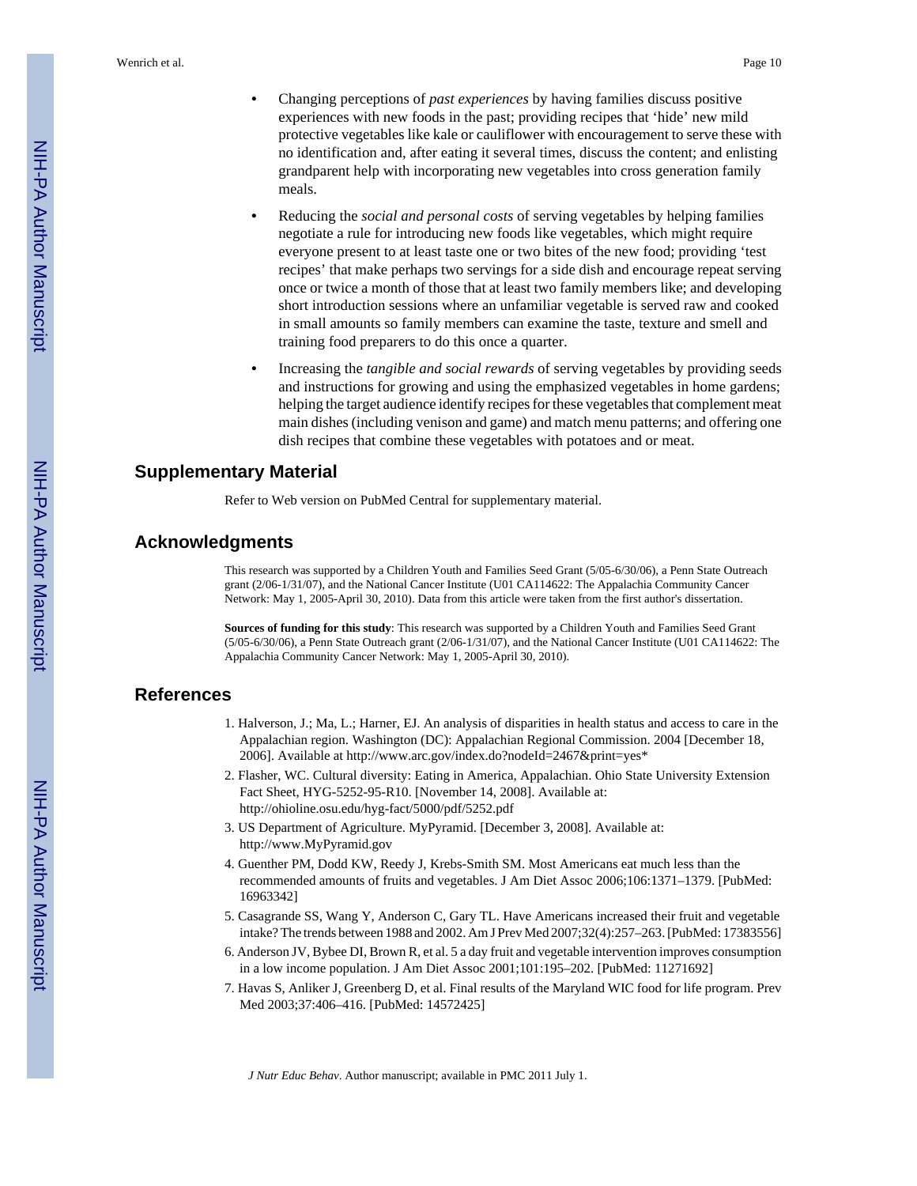- Changing perceptions of *past experiences* by having families discuss positive experiences with new foods in the past; providing recipes that 'hide' new mild protective vegetables like kale or cauliflower with encouragement to serve these with no identification and, after eating it several times, discuss the content; and enlisting grandparent help with incorporating new vegetables into cross generation family meals.
- Reducing the *social and personal costs* of serving vegetables by helping families negotiate a rule for introducing new foods like vegetables, which might require everyone present to at least taste one or two bites of the new food; providing 'test recipes' that make perhaps two servings for a side dish and encourage repeat serving once or twice a month of those that at least two family members like; and developing short introduction sessions where an unfamiliar vegetable is served raw and cooked in small amounts so family members can examine the taste, texture and smell and training food preparers to do this once a quarter.
- Increasing the *tangible and social rewards* of serving vegetables by providing seeds and instructions for growing and using the emphasized vegetables in home gardens; helping the target audience identify recipes for these vegetables that complement meat main dishes (including venison and game) and match menu patterns; and offering one dish recipes that combine these vegetables with potatoes and or meat.

## Supplementary Material

Refer to Web version on PubMed Central for supplementary material.

## Acknowledgments

This research was supported by a Children Youth and Families Seed Grant (5/05-6/30/06), a Penn State Outreach grant (2/06-1/31/07), and the National Cancer Institute (U01 CA114622: The Appalachia Community Cancer Network: May 1, 2005-April 30, 2010). Data from this article were taken from the first author's dissertation.

**Sources of funding for this study**: This research was supported by a Children Youth and Families Seed Grant (5/05-6/30/06), a Penn State Outreach grant (2/06-1/31/07), and the National Cancer Institute (U01 CA114622: The Appalachia Community Cancer Network: May 1, 2005-April 30, 2010).

## References

1. Halverson, J.; Ma, L.; Harner, EJ. An analysis of disparities in health status and access to care in the Appalachian region. Washington (DC): Appalachian Regional Commission. 2004 [December 18, 2006]. Available at http://www.arc.gov/index.do?nodeId=2467&print=yes*
2. Flasher, WC. Cultural diversity: Eating in America, Appalachian. Ohio State University Extension Fact Sheet, HYG-5252-95-R10. [November 14, 2008]. Available at: http://ohioline.osu.edu/hyg-fact/5000/pdf/5252.pdf
3. US Department of Agriculture. MyPyramid. [December 3, 2008]. Available at: http://www.MyPyramid.gov
4. Guenther PM, Dodd KW, Reedy J, Krebs-Smith SM. Most Americans eat much less than the recommended amounts of fruits and vegetables. J Am Diet Assoc 2006;106:1371–1379. [PubMed: 16963342]
5. Casagrande SS, Wang Y, Anderson C, Gary TL. Have Americans increased their fruit and vegetable intake? The trends between 1988 and 2002. Am J Prev Med 2007;32(4):257–263. [PubMed: 17383556]
6. Anderson JV, Bybee DI, Brown R, et al. 5 a day fruit and vegetable intervention improves consumption in a low income population. J Am Diet Assoc 2001;101:195–202. [PubMed: 11271692]
7. Havas S, Anliker J, Greenberg D, et al. Final results of the Maryland WIC food for life program. Prev Med 2003;37:406–416. [PubMed: 14572425]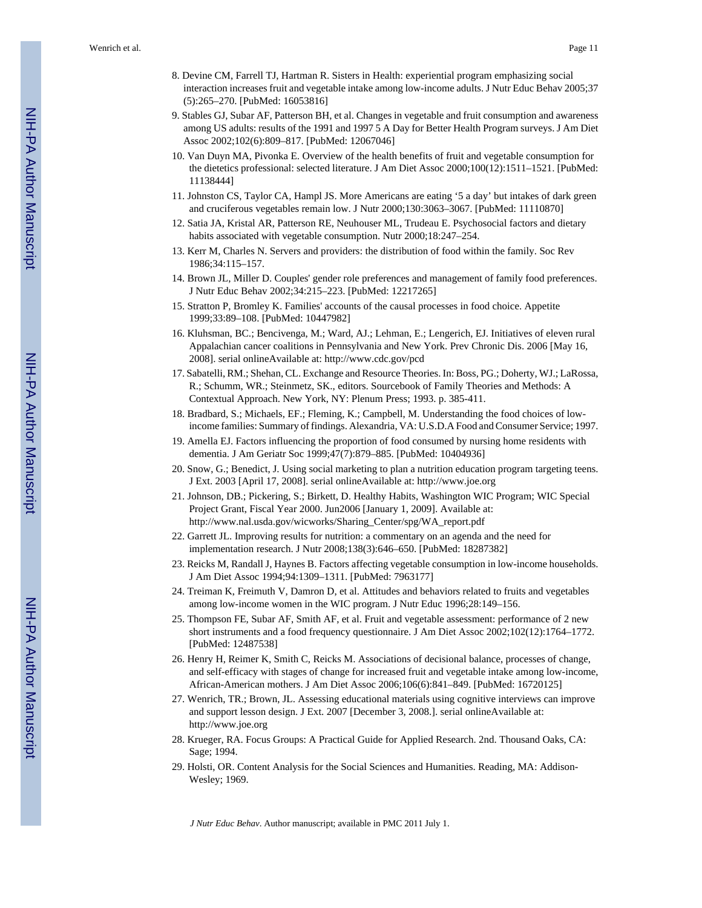8. Devine CM, Farrell TJ, Hartman R. Sisters in Health: experiential program emphasizing social interaction increases fruit and vegetable intake among low-income adults. J Nutr Educ Behav 2005;37 (5):265–270. [PubMed: 16053816]
9. Stables GJ, Subar AF, Patterson BH, et al. Changes in vegetable and fruit consumption and awareness among US adults: results of the 1991 and 1997 5 A Day for Better Health Program surveys. J Am Diet Assoc 2002;102(6):809–817. [PubMed: 12067046]
10. Van Duyn MA, Pivonka E. Overview of the health benefits of fruit and vegetable consumption for the dietetics professional: selected literature. J Am Diet Assoc 2000;100(12):1511–1521. [PubMed: 11138444]
11. Johnston CS, Taylor CA, Hampl JS. More Americans are eating '5 a day' but intakes of dark green and cruciferous vegetables remain low. J Nutr 2000;130:3063–3067. [PubMed: 11110870]
12. Satia JA, Kristal AR, Patterson RE, Neuhouser ML, Trudeau E. Psychosocial factors and dietary habits associated with vegetable consumption. Nutr 2000;18:247–254.
13. Kerr M, Charles N. Servers and providers: the distribution of food within the family. Soc Rev 1986;34:115–157.
14. Brown JL, Miller D. Couples' gender role preferences and management of family food preferences. J Nutr Educ Behav 2002;34:215–223. [PubMed: 12217265]
15. Stratton P, Bromley K. Families' accounts of the causal processes in food choice. Appetite 1999;33:89–108. [PubMed: 10447982]
16. Kluhsman, BC.; Bencivenga, M.; Ward, AJ.; Lehman, E.; Lengerich, EJ. Initiatives of eleven rural Appalachian cancer coalitions in Pennsylvania and New York. Prev Chronic Dis. 2006 [May 16, 2008]. serial onlineAvailable at: http://www.cdc.gov/pcd
17. Sabatelli, RM.; Shehan, CL. Exchange and Resource Theories. In: Boss, PG.; Doherty, WJ.; LaRossa, R.; Schumm, WR.; Steinmetz, SK., editors. Sourcebook of Family Theories and Methods: A Contextual Approach. New York, NY: Plenum Press; 1993. p. 385-411.
18. Bradbard, S.; Michaels, EF.; Fleming, K.; Campbell, M. Understanding the food choices of low-income families: Summary of findings. Alexandria, VA: U.S.D.A Food and Consumer Service; 1997.
19. Amella EJ. Factors influencing the proportion of food consumed by nursing home residents with dementia. J Am Geriatr Soc 1999;47(7):879–885. [PubMed: 10404936]
20. Snow, G.; Benedict, J. Using social marketing to plan a nutrition education program targeting teens. J Ext. 2003 [April 17, 2008]. serial onlineAvailable at: http://www.joe.org
21. Johnson, DB.; Pickering, S.; Birkett, D. Healthy Habits, Washington WIC Program; WIC Special Project Grant, Fiscal Year 2000. Jun2006 [January 1, 2009]. Available at: http://www.nal.usda.gov/wicworks/Sharing_Center/spg/WA_report.pdf
22. Garrett JL. Improving results for nutrition: a commentary on an agenda and the need for implementation research. J Nutr 2008;138(3):646–650. [PubMed: 18287382]
23. Reicks M, Randall J, Haynes B. Factors affecting vegetable consumption in low-income households. J Am Diet Assoc 1994;94:1309–1311. [PubMed: 7963177]
24. Treiman K, Freimuth V, Damron D, et al. Attitudes and behaviors related to fruits and vegetables among low-income women in the WIC program. J Nutr Educ 1996;28:149–156.
25. Thompson FE, Subar AF, Smith AF, et al. Fruit and vegetable assessment: performance of 2 new short instruments and a food frequency questionnaire. J Am Diet Assoc 2002;102(12):1764–1772. [PubMed: 12487538]
26. Henry H, Reimer K, Smith C, Reicks M. Associations of decisional balance, processes of change, and self-efficacy with stages of change for increased fruit and vegetable intake among low-income, African-American mothers. J Am Diet Assoc 2006;106(6):841–849. [PubMed: 16720125]
27. Wenrich, TR.; Brown, JL. Assessing educational materials using cognitive interviews can improve and support lesson design. J Ext. 2007 [December 3, 2008.]. serial onlineAvailable at: http://www.joe.org
28. Krueger, RA. Focus Groups: A Practical Guide for Applied Research. 2nd. Thousand Oaks, CA: Sage; 1994.
29. Holsti, OR. Content Analysis for the Social Sciences and Humanities. Reading, MA: Addison-Wesley; 1969.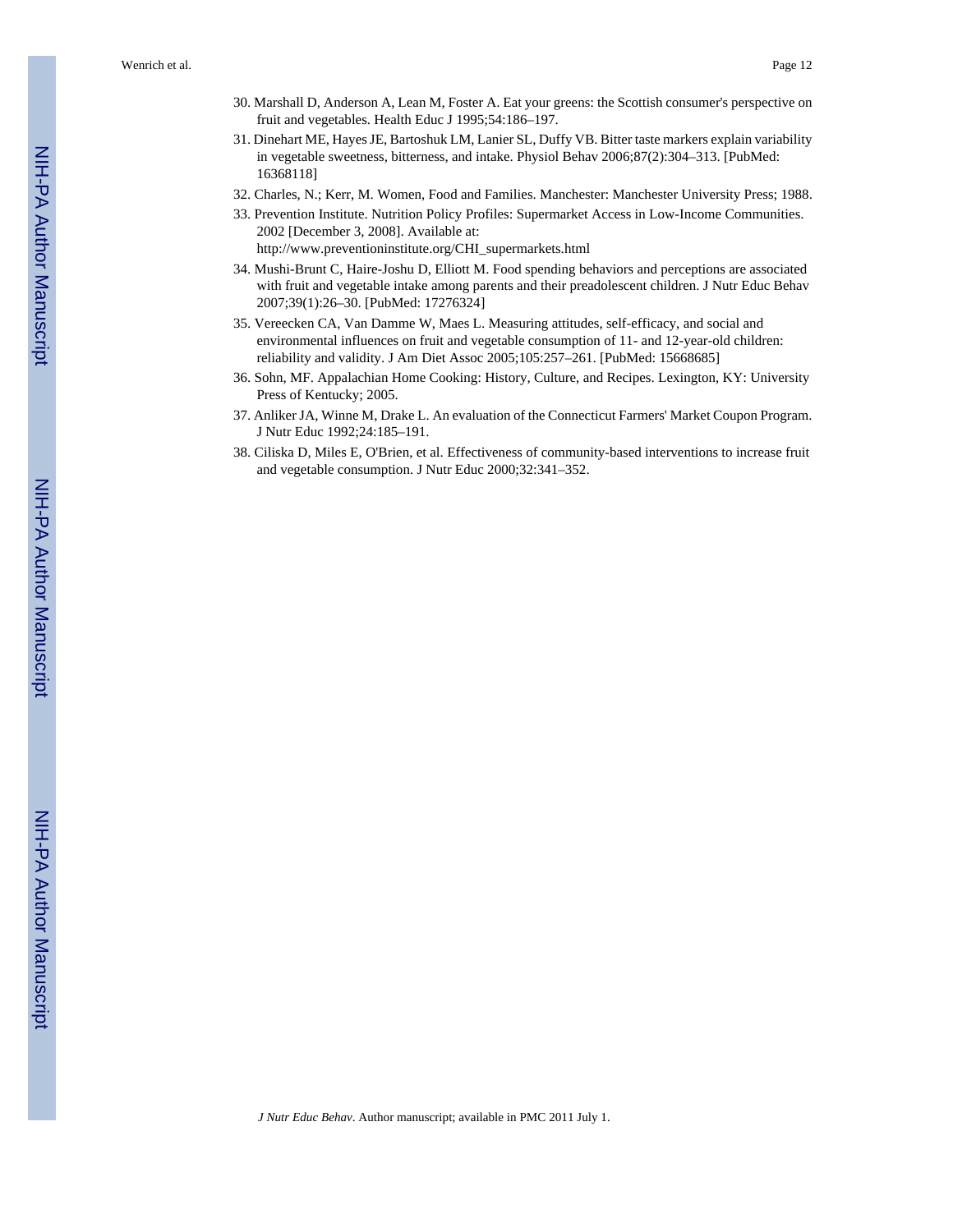30. Marshall D, Anderson A, Lean M, Foster A. Eat your greens: the Scottish consumer's perspective on fruit and vegetables. Health Educ J 1995;54:186–197.
31. Dinehart ME, Hayes JE, Bartoshuk LM, Lanier SL, Duffy VB. Bitter taste markers explain variability in vegetable sweetness, bitterness, and intake. Physiol Behav 2006;87(2):304–313. [PubMed: 16368118]
32. Charles, N.; Kerr, M. Women, Food and Families. Manchester: Manchester University Press; 1988.
33. Prevention Institute. Nutrition Policy Profiles: Supermarket Access in Low-Income Communities. 2002 [December 3, 2008]. Available at: http://www.preventioninstitute.org/CHI_supermarkets.html
34. Mushi-Brunt C, Haire-Joshu D, Elliott M. Food spending behaviors and perceptions are associated with fruit and vegetable intake among parents and their preadolescent children. J Nutr Educ Behav 2007;39(1):26–30. [PubMed: 17276324]
35. Vereecken CA, Van Damme W, Maes L. Measuring attitudes, self-efficacy, and social and environmental influences on fruit and vegetable consumption of 11- and 12-year-old children: reliability and validity. J Am Diet Assoc 2005;105:257–261. [PubMed: 15668685]
36. Sohn, MF. Appalachian Home Cooking: History, Culture, and Recipes. Lexington, KY: University Press of Kentucky; 2005.
37. Anliker JA, Winne M, Drake L. An evaluation of the Connecticut Farmers' Market Coupon Program. J Nutr Educ 1992;24:185–191.
38. Ciliska D, Miles E, O'Brien, et al. Effectiveness of community-based interventions to increase fruit and vegetable consumption. J Nutr Educ 2000;32:341–352.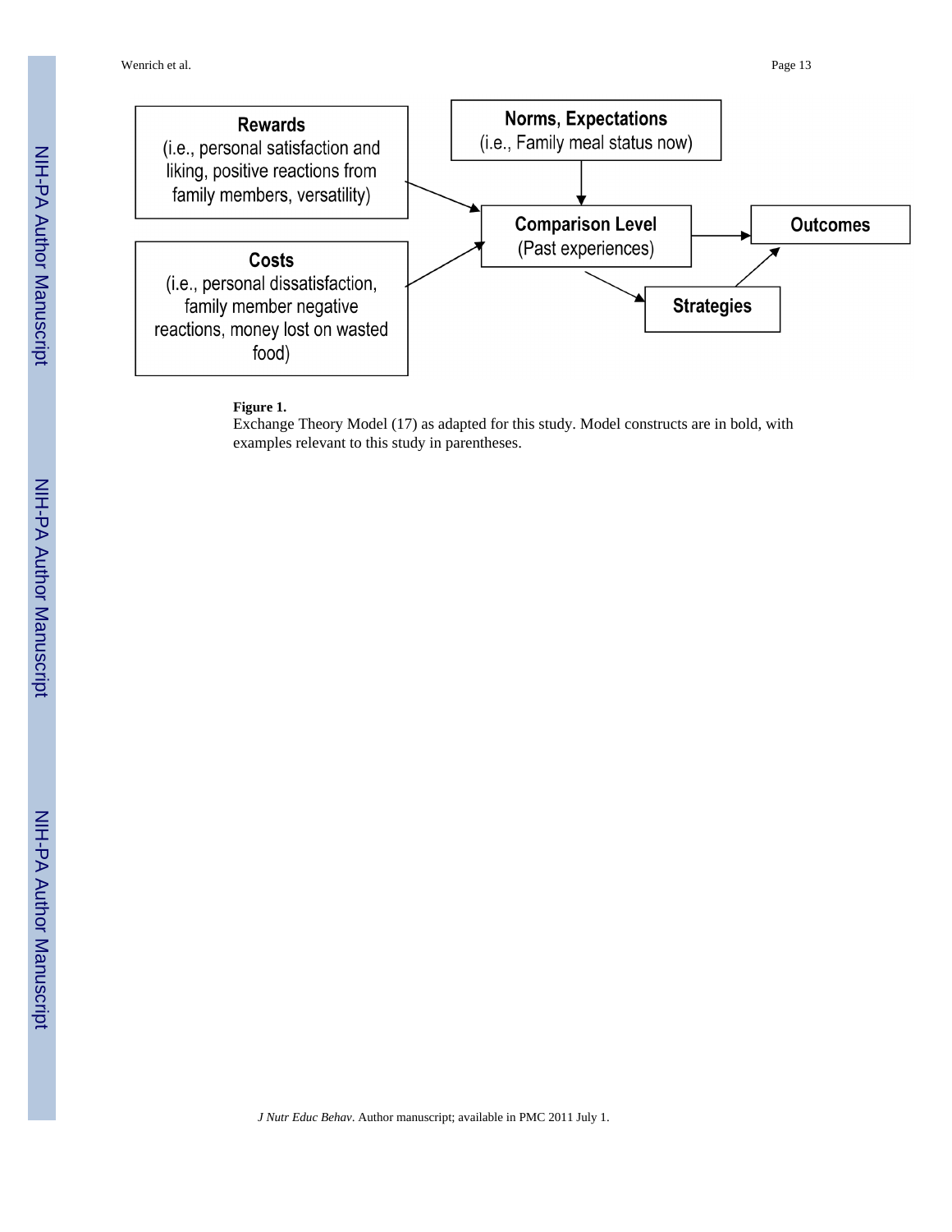**Rewards**
(i.e., personal satisfaction and liking, positive reactions from family members, versatility)

**Norms, Expectations**
(i.e., Family meal status now)

**Comparison Level**
(Past experiences)

**Outcomes**

**Costs**
(i.e., personal dissatisfaction, family member negative reactions, money lost on wasted food)

**Strategies**

**Figure 1.**

Exchange Theory Model (17) as adapted for this study. Model constructs are in bold, with examples relevant to this study in parentheses.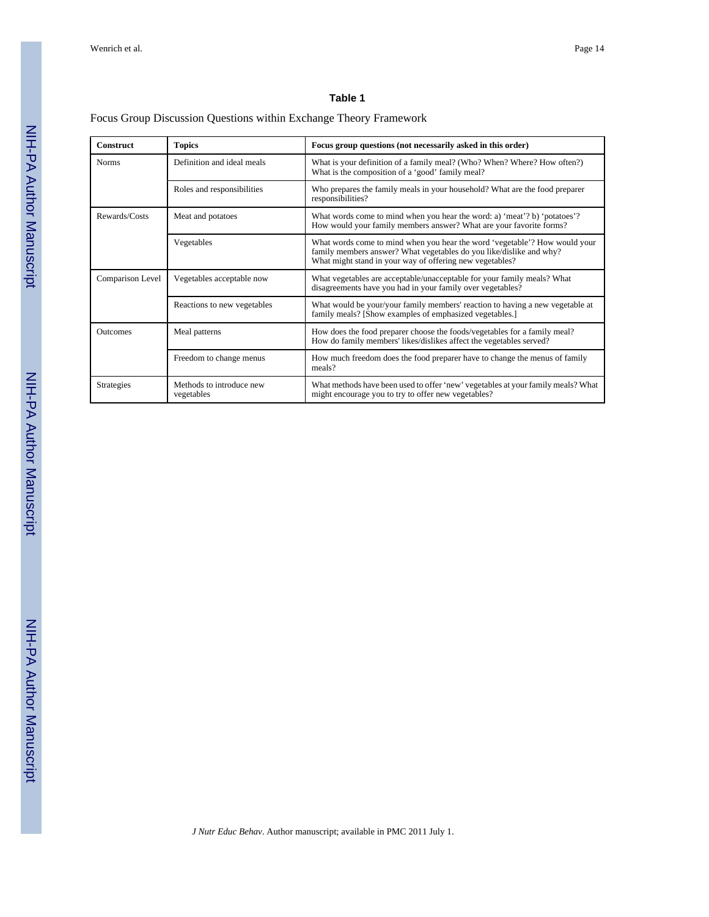## Table 1

Focus Group Discussion Questions within Exchange Theory Framework

| Construct | Topics | Focus group questions (not necessarily asked in this order) |
|---|---|---|
| Norms | Definition and ideal meals | What is your definition of a family meal? (Who? When? Where? How often?) What is the composition of a 'good' family meal? |
| | Roles and responsibilities | Who prepares the family meals in your household? What are the food preparer responsibilities? |
| Rewards/Costs | Meat and potatoes | What words come to mind when you hear the word: a) 'meat'? b) 'potatoes'? How would your family members answer? What are your favorite forms? |
| | Vegetables | What words come to mind when you hear the word 'vegetable'? How would your family members answer? What vegetables do you like/dislike and why? What might stand in your way of offering new vegetables? |
| Comparison Level | Vegetables acceptable now | What vegetables are acceptable/unacceptable for your family meals? What disagreements have you had in your family over vegetables? |
| | Reactions to new vegetables | What would be your/your family members' reaction to having a new vegetable at family meals? [Show examples of emphasized vegetables.] |
| Outcomes | Meal patterns | How does the food preparer choose the foods/vegetables for a family meal? How do family members' likes/dislikes affect the vegetables served? |
| | Freedom to change menus | How much freedom does the food preparer have to change the menus of family meals? |
| Strategies | Methods to introduce new vegetables | What methods have been used to offer 'new' vegetables at your family meals? What might encourage you to try to offer new vegetables? |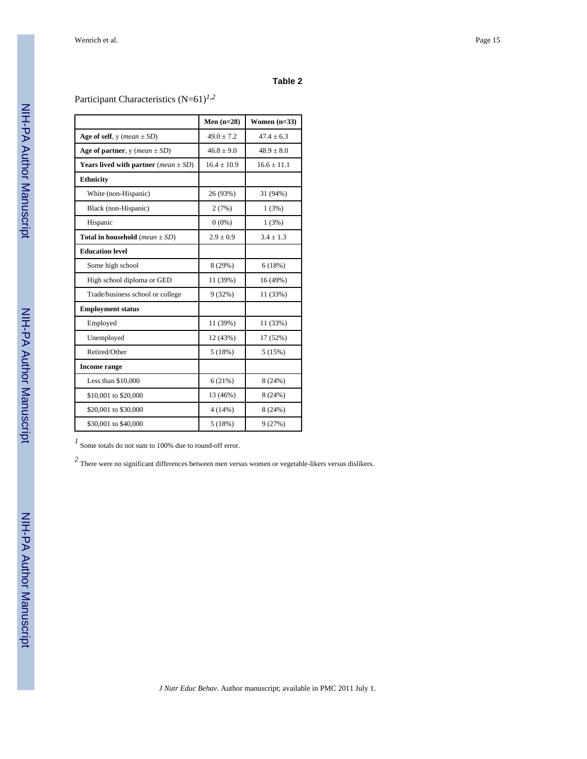## Table 2

Participant Characteristics (N=61)[1,2]

| | Men (n=28) | Women (n=33) |
|---|---|---|
| **Age of self**, y (*mean* ± *SD*) | 49.0 ± 7.2 | 47.4 ± 6.3 |
| **Age of partner**, y (*mean* ± *SD*) | 46.8 ± 9.0 | 48.9 ± 8.0 |
| **Years lived with partner** (*mean* ± *SD*) | 16.4 ± 10.9 | 16.6 ± 11.1 |
| **Ethnicity** | | |
| White (non-Hispanic) | 26 (93%) | 31 (94%) |
| Black (non-Hispanic) | 2 (7%) | 1 (3%) |
| Hispanic | 0 (0%) | 1 (3%) |
| **Total in household** (*mean* ± *SD*) | 2.9 ± 0.9 | 3.4 ± 1.3 |
| **Education level** | | |
| Some high school | 8 (29%) | 6 (18%) |
| High school diploma or GED | 11 (39%) | 16 (49%) |
| Trade/business school or college | 9 (32%) | 11 (33%) |
| **Employment status** | | |
| Employed | 11 (39%) | 11 (33%) |
| Unemployed | 12 (43%) | 17 (52%) |
| Retired/Other | 5 (18%) | 5 (15%) |
| **Income range** | | |
| Less than $10,000 | 6 (21%) | 8 (24%) |
| $10,001 to $20,000 | 13 (46%) | 8 (24%) |
| $20,001 to $30,000 | 4 (14%) | 8 (24%) |
| $30,001 to $40,000 | 5 (18%) | 9 (27%) |

[1] Some totals do not sum to 100% due to round-off error.

[2] There were no significant differences between men versus women or vegetable-likers versus dislikers.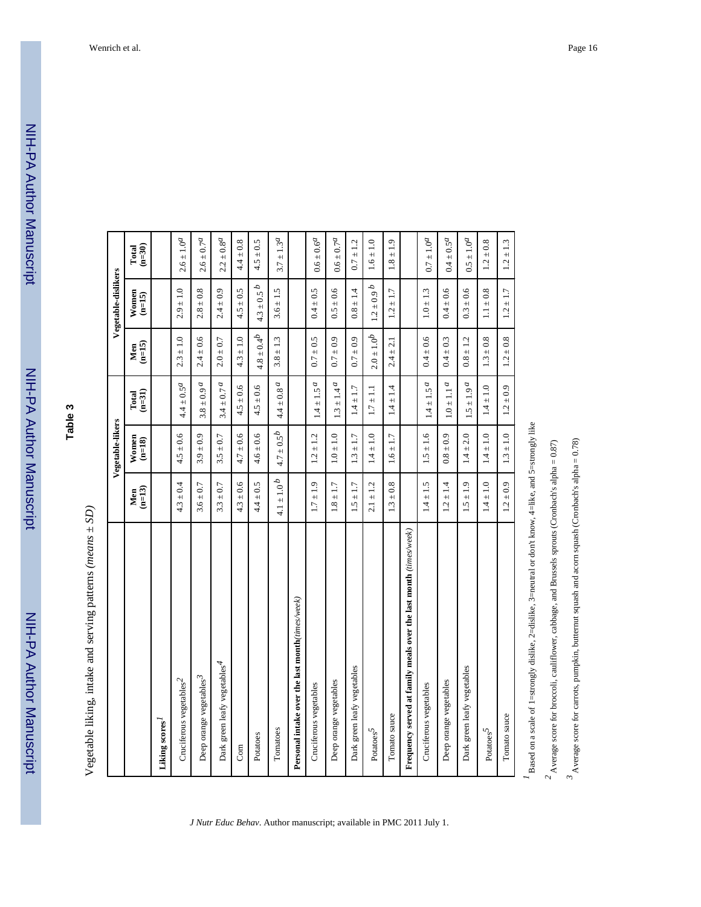## Table 3

Vegetable liking, intake and serving patterns (*means ± SD*)

| | Vegetable-likers | | | Vegetable-dislikers | | |
|---|---|---|---|---|---|---|
| | Men (n=13) | Women (n=18) | Total (n=31) | Men (n=15) | Women (n=15) | Total (n=30) |
| **Liking scores**[1] | | | | | | |
| Cruciferous vegetables[2] | 4.3 ± 0.4 | 4.5 ± 0.6 | 4.4 ± 0.5[a] | 2.3 ± 1.0 | 2.9 ± 1.0 | 2.6 ± 1.0[a] |
| Deep orange vegetables[3] | 3.6 ± 0.7 | 3.9 ± 0.9 | 3.8 ± 0.9[a] | 2.4 ± 0.6 | 2.8 ± 0.8 | 2.6 ± 0.7[a] |
| Dark green leafy vegetables[4] | 3.3 ± 0.7 | 3.5 ± 0.7 | 3.4 ± 0.7[a] | 2.0 ± 0.7 | 2.4 ± 0.9 | 2.2 ± 0.8[a] |
| Corn | 4.3 ± 0.6 | 4.7 ± 0.6 | 4.5 ± 0.6 | 4.3 ± 1.0 | 4.5 ± 0.5 | 4.4 ± 0.8 |
| Potatoes | 4.4 ± 0.5 | 4.6 ± 0.6 | 4.5 ± 0.6 | 4.8 ± 0.4[b] | 4.3 ± 0.5[b] | 4.5 ± 0.5 |
| Tomatoes | 4.1 ± 1.0[b] | 4.7 ± 0.5[b] | 4.4 ± 0.8[a] | 3.8 ± 1.3 | 3.6 ± 1.5 | 3.7 ± 1.3[a] |
| **Personal intake over the last month** *(times/week)* | | | | | | |
| Cruciferous vegetables | 1.7 ± 1.9 | 1.2 ± 1.2 | 1.4 ± 1.5[a] | 0.7 ± 0.5 | 0.4 ± 0.5 | 0.6 ± 0.6[a] |
| Deep orange vegetables | 1.8 ± 1.7 | 1.0 ± 1.0 | 1.3 ± 1.4[a] | 0.7 ± 0.9 | 0.5 ± 0.6 | 0.6 ± 0.7[a] |
| Dark green leafy vegetables | 1.5 ± 1.7 | 1.3 ± 1.7 | 1.4 ± 1.7 | 0.7 ± 0.9 | 0.8 ± 1.4 | 0.7 ± 1.2 |
| Potatoes[5] | 2.1 ± 1.2 | 1.4 ± 1.0 | 1.7 ± 1.1 | 2.0 ± 1.0[b] | 1.2 ± 0.9[b] | 1.6 ± 1.0 |
| Tomato sauce | 1.3 ± 0.8 | 1.6 ± 1.7 | 1.4 ± 1.4 | 2.4 ± 2.1 | 1.2 ± 1.7 | 1.8 ± 1.9 |
| **Frequency served at family meals over the last month** *(times/week)* | | | | | | |
| Cruciferous vegetables | 1.4 ± 1.5 | 1.5 ± 1.6 | 1.4 ± 1.5[a] | 0.4 ± 0.6 | 1.0 ± 1.3 | 0.7 ± 1.0[a] |
| Deep orange vegetables | 1.2 ± 1.4 | 0.8 ± 0.9 | 1.0 ± 1.1[a] | 0.4 ± 0.3 | 0.4 ± 0.6 | 0.4 ± 0.5[a] |
| Dark green leafy vegetables | 1.5 ± 1.9 | 1.4 ± 2.0 | 1.5 ± 1.9[a] | 0.8 ± 1.2 | 0.3 ± 0.6 | 0.5 ± 1.0[a] |
| Potatoes[5] | 1.4 ± 1.0 | 1.4 ± 1.0 | 1.4 ± 1.0 | 1.3 ± 0.8 | 1.1 ± 0.8 | 1.2 ± 0.8 |
| Tomato sauce | 1.2 ± 0.9 | 1.3 ± 1.0 | 1.2 ± 0.9 | 1.2 ± 0.8 | 1.2 ± 1.7 | 1.2 ± 1.3 |

[1] Based on a scale of 1=strongly dislike, 2=dislike, 3=neutral or don't know, 4=like, and 5=strongly like

[2] Average score for broccoli, cauliflower, cabbage, and Brussels sprouts (Cronbach's alpha = 0.87)

[3] Average score for carrots, pumpkin, butternut squash and acorn squash (Cronbach's alpha = 0.78)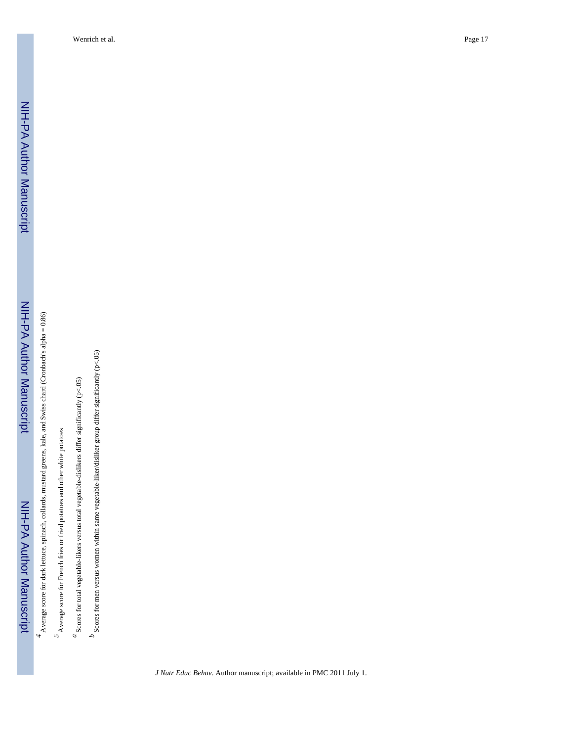[4] Average score for dark lettuce, spinach, collards, mustard greens, kale, and Swiss chard (Cronbach's alpha = 0.86)

[5] Average score for French fries or fried potatoes and other white potatoes

[a] Scores for total vegetable-likers versus total vegetable-dislikers differ significantly ($p < .05$)

[b] Scores for men versus women within same vegetable-liker/disliker group differ significantly ($p < .05$)